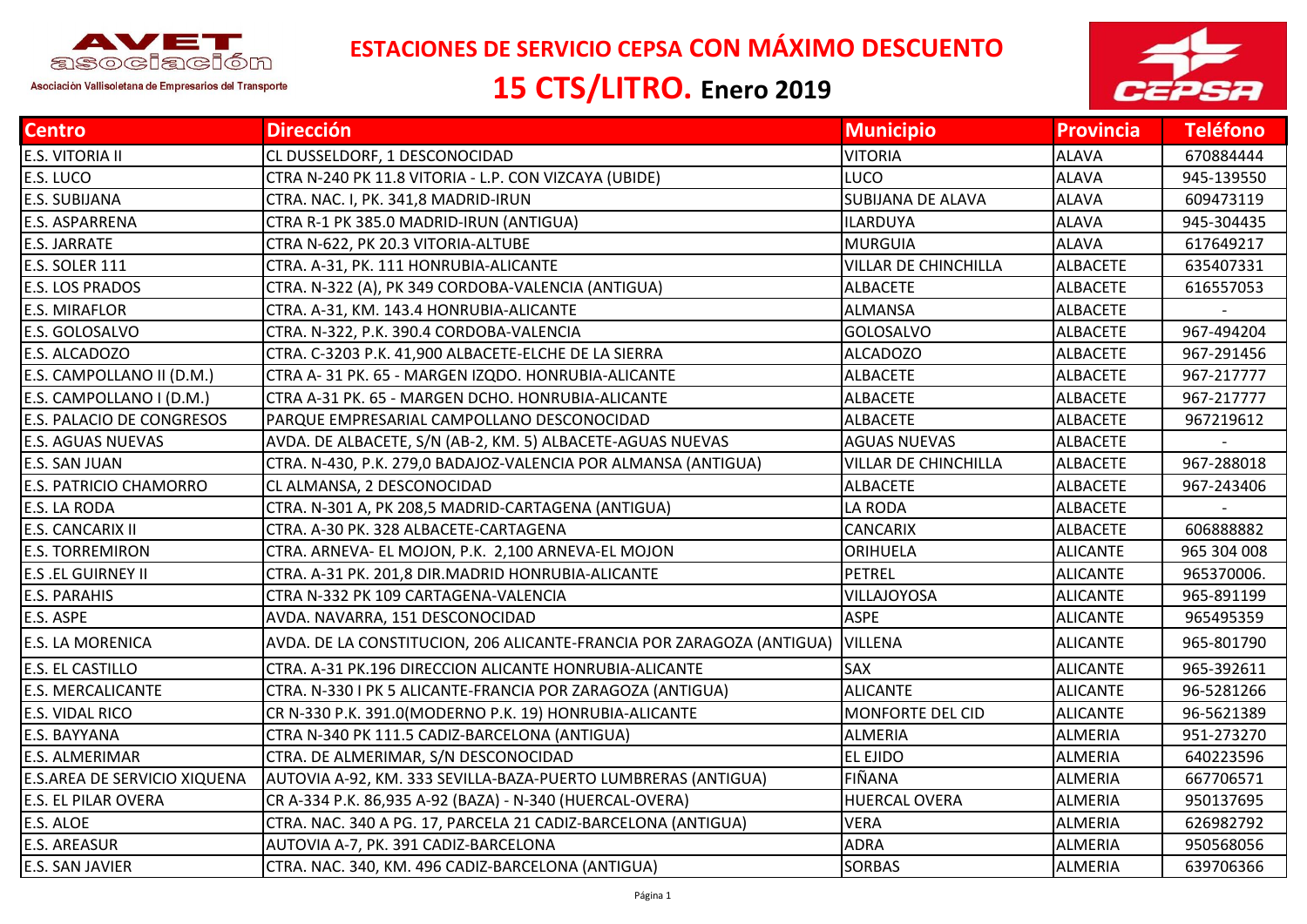# ESTACIONES DE SERVICIO CEPSA CON MÁXIMO DESCUENTO

## 15 CTS/LITRO. Enero 2019

AVET asociación

Asociación Vallisoletana de Empresarios del Transporte

| Centro | Dirección | Municipio | Provincia | Teléfono |
|---|---|---|---|---|
| E.S. VITORIA II | CL DUSSELDORF, 1 DESCONOCIDAD | VITORIA | ALAVA | 670884444 |
| E.S. LUCO | CTRA N-240 PK 11.8 VITORIA - L.P. CON VIZCAYA (UBIDE) | LUCO | ALAVA | 945-139550 |
| E.S. SUBIJANA | CTRA. NAC. I, PK. 341,8 MADRID-IRUN | SUBIJANA DE ALAVA | ALAVA | 609473119 |
| E.S. ASPARRENA | CTRA R-1 PK 385.0 MADRID-IRUN (ANTIGUA) | ILARDUYA | ALAVA | 945-304435 |
| E.S. JARRATE | CTRA N-622, PK 20.3 VITORIA-ALTUBE | MURGUIA | ALAVA | 617649217 |
| E.S. SOLER 111 | CTRA. A-31, PK. 111 HONRUBIA-ALICANTE | VILLAR DE CHINCHILLA | ALBACETE | 635407331 |
| E.S. LOS PRADOS | CTRA. N-322 (A), PK 349 CORDOBA-VALENCIA (ANTIGUA) | ALBACETE | ALBACETE | 616557053 |
| E.S. MIRAFLOR | CTRA. A-31, KM. 143.4 HONRUBIA-ALICANTE | ALMANSA | ALBACETE | - |
| E.S. GOLOSALVO | CTRA. N-322, P.K. 390.4 CORDOBA-VALENCIA | GOLOSALVO | ALBACETE | 967-494204 |
| E.S. ALCADOZO | CTRA. C-3203 P.K. 41,900 ALBACETE-ELCHE DE LA SIERRA | ALCADOZO | ALBACETE | 967-291456 |
| E.S. CAMPOLLANO II (D.M.) | CTRA A- 31 PK. 65 - MARGEN IZQDO. HONRUBIA-ALICANTE | ALBACETE | ALBACETE | 967-217777 |
| E.S. CAMPOLLANO I (D.M.) | CTRA A-31 PK. 65 - MARGEN DCHO. HONRUBIA-ALICANTE | ALBACETE | ALBACETE | 967-217777 |
| E.S. PALACIO DE CONGRESOS | PARQUE EMPRESARIAL CAMPOLLANO DESCONOCIDAD | ALBACETE | ALBACETE | 967219612 |
| E.S. AGUAS NUEVAS | AVDA. DE ALBACETE, S/N (AB-2, KM. 5) ALBACETE-AGUAS NUEVAS | AGUAS NUEVAS | ALBACETE | - |
| E.S. SAN JUAN | CTRA. N-430, P.K. 279,0 BADAJOZ-VALENCIA POR ALMANSA (ANTIGUA) | VILLAR DE CHINCHILLA | ALBACETE | 967-288018 |
| E.S. PATRICIO CHAMORRO | CL ALMANSA, 2 DESCONOCIDAD | ALBACETE | ALBACETE | 967-243406 |
| E.S. LA RODA | CTRA. N-301 A, PK 208,5 MADRID-CARTAGENA (ANTIGUA) | LA RODA | ALBACETE | - |
| E.S. CANCARIX II | CTRA. A-30 PK. 328 ALBACETE-CARTAGENA | CANCARIX | ALBACETE | 606888882 |
| E.S. TORREMIRON | CTRA. ARNEVA- EL MOJON, P.K. 2,100 ARNEVA-EL MOJON | ORIHUELA | ALICANTE | 965 304 008 |
| E.S .EL GUIRNEY II | CTRA. A-31 PK. 201,8 DIR.MADRID HONRUBIA-ALICANTE | PETREL | ALICANTE | 965370006. |
| E.S. PARAHIS | CTRA N-332 PK 109 CARTAGENA-VALENCIA | VILLAJOYOSA | ALICANTE | 965-891199 |
| E.S. ASPE | AVDA. NAVARRA, 151 DESCONOCIDAD | ASPE | ALICANTE | 965495359 |
| E.S. LA MORENICA | AVDA. DE LA CONSTITUCION, 206 ALICANTE-FRANCIA POR ZARAGOZA (ANTIGUA) | VILLENA | ALICANTE | 965-801790 |
| E.S. EL CASTILLO | CTRA. A-31 PK.196 DIRECCION ALICANTE HONRUBIA-ALICANTE | SAX | ALICANTE | 965-392611 |
| E.S. MERCALICANTE | CTRA. N-330 I PK 5 ALICANTE-FRANCIA POR ZARAGOZA (ANTIGUA) | ALICANTE | ALICANTE | 96-5281266 |
| E.S. VIDAL RICO | CR N-330 P.K. 391.0(MODERNO P.K. 19) HONRUBIA-ALICANTE | MONFORTE DEL CID | ALICANTE | 96-5621389 |
| E.S. BAYYANA | CTRA N-340 PK 111.5 CADIZ-BARCELONA (ANTIGUA) | ALMERIA | ALMERIA | 951-273270 |
| E.S. ALMERIMAR | CTRA. DE ALMERIMAR, S/N DESCONOCIDAD | EL EJIDO | ALMERIA | 640223596 |
| E.S.AREA DE SERVICIO XIQUENA | AUTOVIA A-92, KM. 333 SEVILLA-BAZA-PUERTO LUMBRERAS (ANTIGUA) | FIÑANA | ALMERIA | 667706571 |
| E.S. EL PILAR OVERA | CR A-334 P.K. 86,935 A-92 (BAZA) - N-340 (HUERCAL-OVERA) | HUERCAL OVERA | ALMERIA | 950137695 |
| E.S. ALOE | CTRA. NAC. 340 A PG. 17, PARCELA 21 CADIZ-BARCELONA (ANTIGUA) | VERA | ALMERIA | 626982792 |
| E.S. AREASUR | AUTOVIA A-7, PK. 391 CADIZ-BARCELONA | ADRA | ALMERIA | 950568056 |
| E.S. SAN JAVIER | CTRA. NAC. 340, KM. 496 CADIZ-BARCELONA (ANTIGUA) | SORBAS | ALMERIA | 639706366 |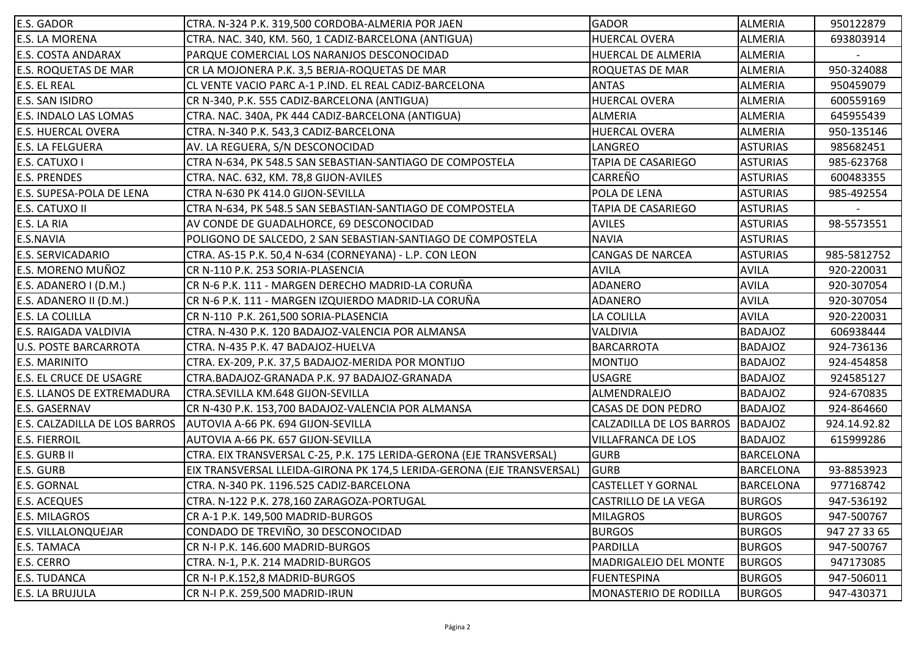| | | | | |
|---|---|---|---|---|
| E.S. GADOR | CTRA. N-324 P.K. 319,500 CORDOBA-ALMERIA POR JAEN | GADOR | ALMERIA | 950122879 |
| E.S. LA MORENA | CTRA. NAC. 340, KM. 560, 1 CADIZ-BARCELONA (ANTIGUA) | HUERCAL OVERA | ALMERIA | 693803914 |
| E.S. COSTA ANDARAX | PARQUE COMERCIAL LOS NARANJOS DESCONOCIDAD | HUERCAL DE ALMERIA | ALMERIA | - |
| E.S. ROQUETAS DE MAR | CR LA MOJONERA P.K. 3,5 BERJA-ROQUETAS DE MAR | ROQUETAS DE MAR | ALMERIA | 950-324088 |
| E.S. EL REAL | CL VENTE VACIO PARC A-1 P.IND. EL REAL CADIZ-BARCELONA | ANTAS | ALMERIA | 950459079 |
| E.S. SAN ISIDRO | CR N-340, P.K. 555 CADIZ-BARCELONA (ANTIGUA) | HUERCAL OVERA | ALMERIA | 600559169 |
| E.S. INDALO LAS LOMAS | CTRA. NAC. 340A, PK 444 CADIZ-BARCELONA (ANTIGUA) | ALMERIA | ALMERIA | 645955439 |
| E.S. HUERCAL OVERA | CTRA. N-340 P.K. 543,3 CADIZ-BARCELONA | HUERCAL OVERA | ALMERIA | 950-135146 |
| E.S. LA FELGUERA | AV. LA REGUERA, S/N DESCONOCIDAD | LANGREO | ASTURIAS | 985682451 |
| E.S. CATUXO I | CTRA N-634, PK 548.5 SAN SEBASTIAN-SANTIAGO DE COMPOSTELA | TAPIA DE CASARIEGO | ASTURIAS | 985-623768 |
| E.S. PRENDES | CTRA. NAC. 632, KM. 78,8 GIJON-AVILES | CARREÑO | ASTURIAS | 600483355 |
| E.S. SUPESA-POLA DE LENA | CTRA N-630 PK 414.0 GIJON-SEVILLA | POLA DE LENA | ASTURIAS | 985-492554 |
| E.S. CATUXO II | CTRA N-634, PK 548.5 SAN SEBASTIAN-SANTIAGO DE COMPOSTELA | TAPIA DE CASARIEGO | ASTURIAS | - |
| E.S. LA RIA | AV CONDE DE GUADALHORCE, 69 DESCONOCIDAD | AVILES | ASTURIAS | 98-5573551 |
| E.S.NAVIA | POLIGONO DE SALCEDO, 2 SAN SEBASTIAN-SANTIAGO DE COMPOSTELA | NAVIA | ASTURIAS | |
| E.S. SERVICADARIO | CTRA. AS-15 P.K. 50,4 N-634 (CORNEYANA) - L.P. CON LEON | CANGAS DE NARCEA | ASTURIAS | 985-5812752 |
| E.S. MORENO MUÑOZ | CR N-110 P.K. 253 SORIA-PLASENCIA | AVILA | AVILA | 920-220031 |
| E.S. ADANERO I (D.M.) | CR N-6 P.K. 111 - MARGEN DERECHO MADRID-LA CORUÑA | ADANERO | AVILA | 920-307054 |
| E.S. ADANERO II (D.M.) | CR N-6 P.K. 111 - MARGEN IZQUIERDO MADRID-LA CORUÑA | ADANERO | AVILA | 920-307054 |
| E.S. LA COLILLA | CR N-110 P.K. 261,500 SORIA-PLASENCIA | LA COLILLA | AVILA | 920-220031 |
| E.S. RAIGADA VALDIVIA | CTRA. N-430 P.K. 120 BADAJOZ-VALENCIA POR ALMANSA | VALDIVIA | BADAJOZ | 606938444 |
| U.S. POSTE BARCARROTA | CTRA. N-435 P.K. 47 BADAJOZ-HUELVA | BARCARROTA | BADAJOZ | 924-736136 |
| E.S. MARINITO | CTRA. EX-209, P.K. 37,5 BADAJOZ-MERIDA POR MONTIJO | MONTIJO | BADAJOZ | 924-454858 |
| E.S. EL CRUCE DE USAGRE | CTRA.BADAJOZ-GRANADA P.K. 97 BADAJOZ-GRANADA | USAGRE | BADAJOZ | 924585127 |
| E.S. LLANOS DE EXTREMADURA | CTRA.SEVILLA KM.648 GIJON-SEVILLA | ALMENDRALEJO | BADAJOZ | 924-670835 |
| E.S. GASERNAV | CR N-430 P.K. 153,700 BADAJOZ-VALENCIA POR ALMANSA | CASAS DE DON PEDRO | BADAJOZ | 924-864660 |
| E.S. CALZADILLA DE LOS BARROS | AUTOVIA A-66 PK. 694 GIJON-SEVILLA | CALZADILLA DE LOS BARROS | BADAJOZ | 924.14.92.82 |
| E.S. FIERROIL | AUTOVIA A-66 PK. 657 GIJON-SEVILLA | VILLAFRANCA DE LOS | BADAJOZ | 615999286 |
| E.S. GURB II | CTRA. EIX TRANSVERSAL C-25, P.K. 175 LERIDA-GERONA (EJE TRANSVERSAL) | GURB | BARCELONA | |
| E.S. GURB | EIX TRANSVERSAL LLEIDA-GIRONA PK 174,5 LERIDA-GERONA (EJE TRANSVERSAL) | GURB | BARCELONA | 93-8853923 |
| E.S. GORNAL | CTRA. N-340 PK. 1196.525 CADIZ-BARCELONA | CASTELLET Y GORNAL | BARCELONA | 977168742 |
| E.S. ACEQUES | CTRA. N-122 P.K. 278,160 ZARAGOZA-PORTUGAL | CASTRILLO DE LA VEGA | BURGOS | 947-536192 |
| E.S. MILAGROS | CR A-1 P.K. 149,500 MADRID-BURGOS | MILAGROS | BURGOS | 947-500767 |
| E.S. VILLALONQUEJAR | CONDADO DE TREVIÑO, 30 DESCONOCIDAD | BURGOS | BURGOS | 947 27 33 65 |
| E.S. TAMACA | CR N-I P.K. 146.600 MADRID-BURGOS | PARDILLA | BURGOS | 947-500767 |
| E.S. CERRO | CTRA. N-1, P.K. 214 MADRID-BURGOS | MADRIGALEJO DEL MONTE | BURGOS | 947173085 |
| E.S. TUDANCA | CR N-I P.K.152,8 MADRID-BURGOS | FUENTESPINA | BURGOS | 947-506011 |
| E.S. LA BRUJULA | CR N-I P.K. 259,500 MADRID-IRUN | MONASTERIO DE RODILLA | BURGOS | 947-430371 |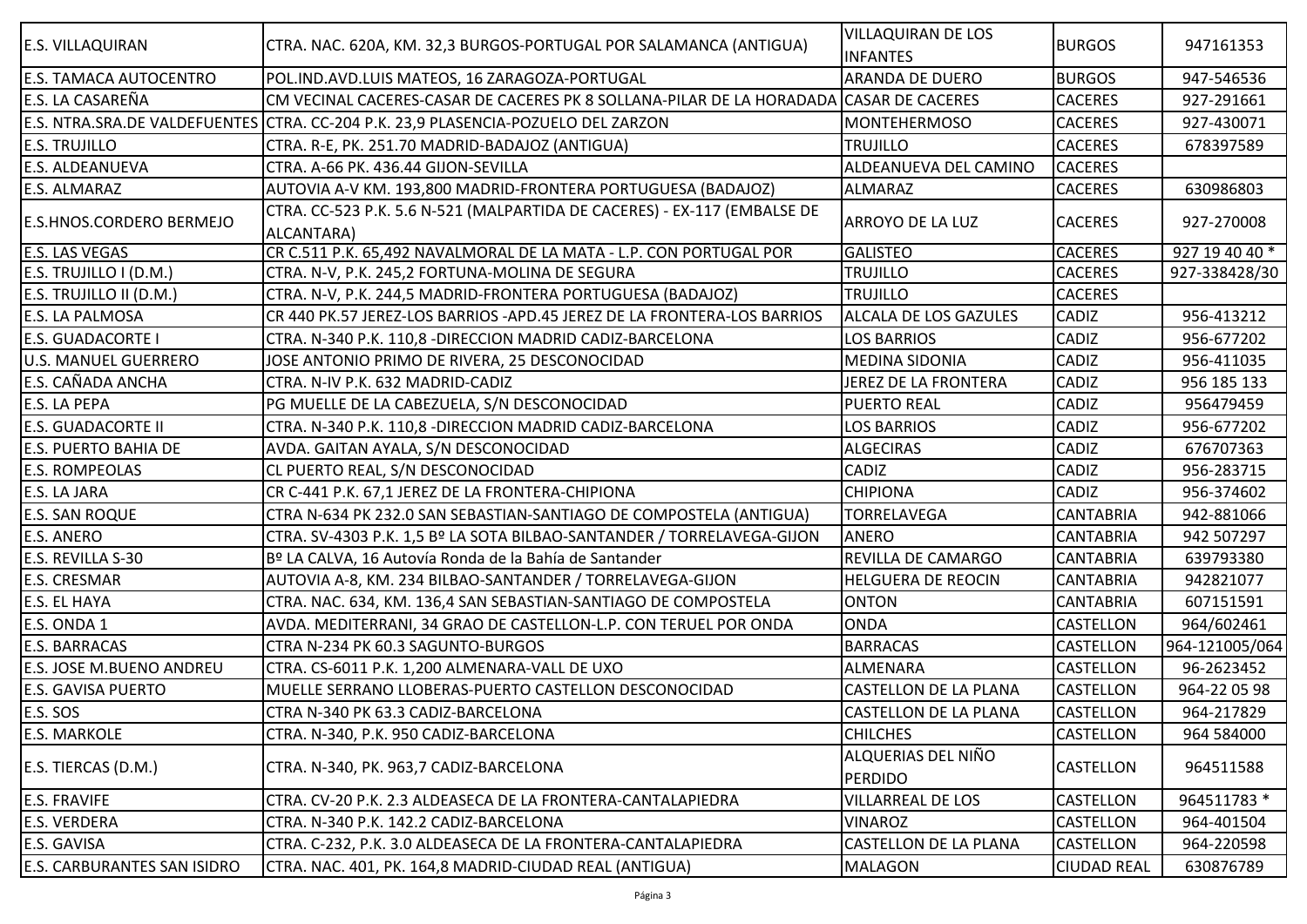| | | | | |
|---|---|---|---|---|
| E.S. VILLAQUIRAN | CTRA. NAC. 620A, KM. 32,3 BURGOS-PORTUGAL POR SALAMANCA (ANTIGUA) | VILLAQUIRAN DE LOS INFANTES | BURGOS | 947161353 |
| E.S. TAMACA AUTOCENTRO | POL.IND.AVD.LUIS MATEOS, 16 ZARAGOZA-PORTUGAL | ARANDA DE DUERO | BURGOS | 947-546536 |
| E.S. LA CASAREÑA | CM VECINAL CACERES-CASAR DE CACERES PK 8 SOLLANA-PILAR DE LA HORADADA | CASAR DE CACERES | CACERES | 927-291661 |
| E.S. NTRA.SRA.DE VALDEFUENTES | CTRA. CC-204 P.K. 23,9 PLASENCIA-POZUELO DEL ZARZON | MONTEHERMOSO | CACERES | 927-430071 |
| E.S. TRUJILLO | CTRA. R-E, PK. 251.70 MADRID-BADAJOZ (ANTIGUA) | TRUJILLO | CACERES | 678397589 |
| E.S. ALDEANUEVA | CTRA. A-66 PK. 436.44 GIJON-SEVILLA | ALDEANUEVA DEL CAMINO | CACERES | |
| E.S. ALMARAZ | AUTOVIA A-V KM. 193,800 MADRID-FRONTERA PORTUGUESA (BADAJOZ) | ALMARAZ | CACERES | 630986803 |
| E.S.HNOS.CORDERO BERMEJO | CTRA. CC-523 P.K. 5.6 N-521 (MALPARTIDA DE CACERES) - EX-117 (EMBALSE DE ALCANTARA) | ARROYO DE LA LUZ | CACERES | 927-270008 |
| E.S. LAS VEGAS | CR C.511 P.K. 65,492 NAVALMORAL DE LA MATA - L.P. CON PORTUGAL POR | GALISTEO | CACERES | 927 19 40 40 * |
| E.S. TRUJILLO I (D.M.) | CTRA. N-V, P.K. 245,2 FORTUNA-MOLINA DE SEGURA | TRUJILLO | CACERES | 927-338428/30 |
| E.S. TRUJILLO II (D.M.) | CTRA. N-V, P.K. 244,5 MADRID-FRONTERA PORTUGUESA (BADAJOZ) | TRUJILLO | CACERES | |
| E.S. LA PALMOSA | CR 440 PK.57 JEREZ-LOS BARRIOS -APD.45 JEREZ DE LA FRONTERA-LOS BARRIOS | ALCALA DE LOS GAZULES | CADIZ | 956-413212 |
| E.S. GUADACORTE I | CTRA. N-340 P.K. 110,8 -DIRECCION MADRID CADIZ-BARCELONA | LOS BARRIOS | CADIZ | 956-677202 |
| U.S. MANUEL GUERRERO | JOSE ANTONIO PRIMO DE RIVERA, 25 DESCONOCIDAD | MEDINA SIDONIA | CADIZ | 956-411035 |
| E.S. CAÑADA ANCHA | CTRA. N-IV P.K. 632 MADRID-CADIZ | JEREZ DE LA FRONTERA | CADIZ | 956 185 133 |
| E.S. LA PEPA | PG MUELLE DE LA CABEZUELA, S/N DESCONOCIDAD | PUERTO REAL | CADIZ | 956479459 |
| E.S. GUADACORTE II | CTRA. N-340 P.K. 110,8 -DIRECCION MADRID CADIZ-BARCELONA | LOS BARRIOS | CADIZ | 956-677202 |
| E.S. PUERTO BAHIA DE | AVDA. GAITAN AYALA, S/N DESCONOCIDAD | ALGECIRAS | CADIZ | 676707363 |
| E.S. ROMPEOLAS | CL PUERTO REAL, S/N DESCONOCIDAD | CADIZ | CADIZ | 956-283715 |
| E.S. LA JARA | CR C-441 P.K. 67,1 JEREZ DE LA FRONTERA-CHIPIONA | CHIPIONA | CADIZ | 956-374602 |
| E.S. SAN ROQUE | CTRA N-634 PK 232.0 SAN SEBASTIAN-SANTIAGO DE COMPOSTELA (ANTIGUA) | TORRELAVEGA | CANTABRIA | 942-881066 |
| E.S. ANERO | CTRA. SV-4303 P.K. 1,5 Bº LA SOTA BILBAO-SANTANDER / TORRELAVEGA-GIJON | ANERO | CANTABRIA | 942 507297 |
| E.S. REVILLA S-30 | Bº LA CALVA, 16 Autovía Ronda de la Bahía de Santander | REVILLA DE CAMARGO | CANTABRIA | 639793380 |
| E.S. CRESMAR | AUTOVIA A-8, KM. 234 BILBAO-SANTANDER / TORRELAVEGA-GIJON | HELGUERA DE REOCIN | CANTABRIA | 942821077 |
| E.S. EL HAYA | CTRA. NAC. 634, KM. 136,4 SAN SEBASTIAN-SANTIAGO DE COMPOSTELA | ONTON | CANTABRIA | 607151591 |
| E.S. ONDA 1 | AVDA. MEDITERRANI, 34 GRAO DE CASTELLON-L.P. CON TERUEL POR ONDA | ONDA | CASTELLON | 964/602461 |
| E.S. BARRACAS | CTRA N-234 PK 60.3 SAGUNTO-BURGOS | BARRACAS | CASTELLON | 964-121005/064 |
| E.S. JOSE M.BUENO ANDREU | CTRA. CS-6011 P.K. 1,200 ALMENARA-VALL DE UXO | ALMENARA | CASTELLON | 96-2623452 |
| E.S. GAVISA PUERTO | MUELLE SERRANO LLOBERAS-PUERTO CASTELLON DESCONOCIDAD | CASTELLON DE LA PLANA | CASTELLON | 964-22 05 98 |
| E.S. SOS | CTRA N-340 PK 63.3 CADIZ-BARCELONA | CASTELLON DE LA PLANA | CASTELLON | 964-217829 |
| E.S. MARKOLE | CTRA. N-340, P.K. 950 CADIZ-BARCELONA | CHILCHES | CASTELLON | 964 584000 |
| E.S. TIERCAS (D.M.) | CTRA. N-340, PK. 963,7 CADIZ-BARCELONA | ALQUERIAS DEL NIÑO PERDIDO | CASTELLON | 964511588 |
| E.S. FRAVIFE | CTRA. CV-20 P.K. 2.3 ALDEASECA DE LA FRONTERA-CANTALAPIEDRA | VILLARREAL DE LOS | CASTELLON | 964511783 * |
| E.S. VERDERA | CTRA. N-340 P.K. 142.2 CADIZ-BARCELONA | VINAROZ | CASTELLON | 964-401504 |
| E.S. GAVISA | CTRA. C-232, P.K. 3.0 ALDEASECA DE LA FRONTERA-CANTALAPIEDRA | CASTELLON DE LA PLANA | CASTELLON | 964-220598 |
| E.S. CARBURANTES SAN ISIDRO | CTRA. NAC. 401, PK. 164,8 MADRID-CIUDAD REAL (ANTIGUA) | MALAGON | CIUDAD REAL | 630876789 |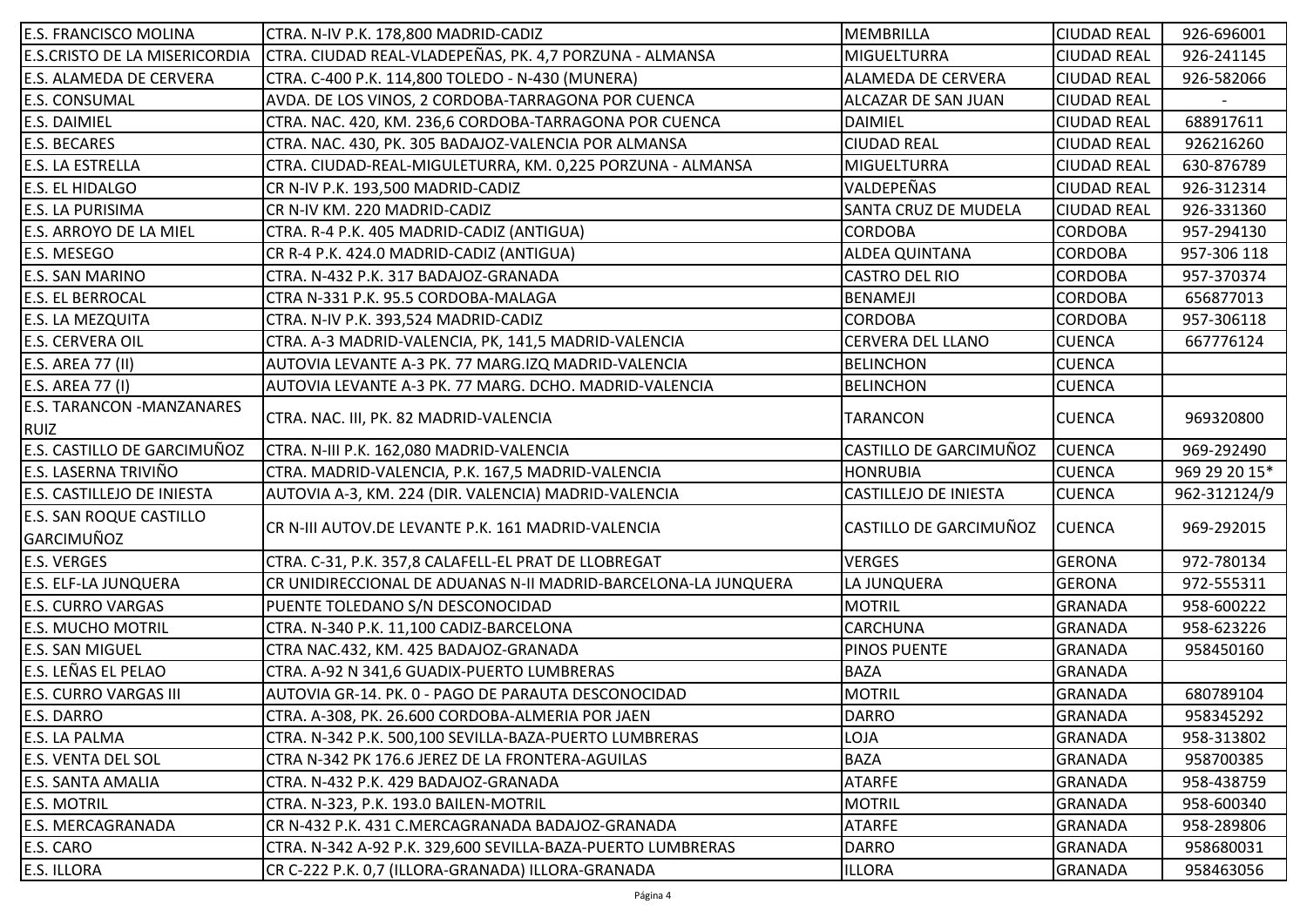| | | | | |
|---|---|---|---|---|
| E.S. FRANCISCO MOLINA | CTRA. N-IV P.K. 178,800 MADRID-CADIZ | MEMBRILLA | CIUDAD REAL | 926-696001 |
| E.S.CRISTO DE LA MISERICORDIA | CTRA. CIUDAD REAL-VLADEPEÑAS, PK. 4,7 PORZUNA - ALMANSA | MIGUELTURRA | CIUDAD REAL | 926-241145 |
| E.S. ALAMEDA DE CERVERA | CTRA. C-400 P.K. 114,800 TOLEDO - N-430 (MUNERA) | ALAMEDA DE CERVERA | CIUDAD REAL | 926-582066 |
| E.S. CONSUMAL | AVDA. DE LOS VINOS, 2 CORDOBA-TARRAGONA POR CUENCA | ALCAZAR DE SAN JUAN | CIUDAD REAL | - |
| E.S. DAIMIEL | CTRA. NAC. 420, KM. 236,6 CORDOBA-TARRAGONA POR CUENCA | DAIMIEL | CIUDAD REAL | 688917611 |
| E.S. BECARES | CTRA. NAC. 430, PK. 305 BADAJOZ-VALENCIA POR ALMANSA | CIUDAD REAL | CIUDAD REAL | 926216260 |
| E.S. LA ESTRELLA | CTRA. CIUDAD-REAL-MIGULETURRA, KM. 0,225 PORZUNA - ALMANSA | MIGUELTURRA | CIUDAD REAL | 630-876789 |
| E.S. EL HIDALGO | CR N-IV P.K. 193,500 MADRID-CADIZ | VALDEPEÑAS | CIUDAD REAL | 926-312314 |
| E.S. LA PURISIMA | CR N-IV KM. 220 MADRID-CADIZ | SANTA CRUZ DE MUDELA | CIUDAD REAL | 926-331360 |
| E.S. ARROYO DE LA MIEL | CTRA. R-4 P.K. 405 MADRID-CADIZ (ANTIGUA) | CORDOBA | CORDOBA | 957-294130 |
| E.S. MESEGO | CR R-4 P.K. 424.0 MADRID-CADIZ (ANTIGUA) | ALDEA QUINTANA | CORDOBA | 957-306 118 |
| E.S. SAN MARINO | CTRA. N-432 P.K. 317 BADAJOZ-GRANADA | CASTRO DEL RIO | CORDOBA | 957-370374 |
| E.S. EL BERROCAL | CTRA N-331 P.K. 95.5 CORDOBA-MALAGA | BENAMEJI | CORDOBA | 656877013 |
| E.S. LA MEZQUITA | CTRA. N-IV P.K. 393,524 MADRID-CADIZ | CORDOBA | CORDOBA | 957-306118 |
| E.S. CERVERA OIL | CTRA. A-3 MADRID-VALENCIA, PK, 141,5 MADRID-VALENCIA | CERVERA DEL LLANO | CUENCA | 667776124 |
| E.S. AREA 77 (II) | AUTOVIA LEVANTE A-3 PK. 77 MARG.IZQ MADRID-VALENCIA | BELINCHON | CUENCA | |
| E.S. AREA 77 (I) | AUTOVIA LEVANTE A-3 PK. 77 MARG. DCHO. MADRID-VALENCIA | BELINCHON | CUENCA | |
| E.S. TARANCON -MANZANARES RUIZ | CTRA. NAC. III, PK. 82 MADRID-VALENCIA | TARANCON | CUENCA | 969320800 |
| E.S. CASTILLO DE GARCIMUÑOZ | CTRA. N-III P.K. 162,080 MADRID-VALENCIA | CASTILLO DE GARCIMUÑOZ | CUENCA | 969-292490 |
| E.S. LASERNA TRIVIÑO | CTRA. MADRID-VALENCIA, P.K. 167,5 MADRID-VALENCIA | HONRUBIA | CUENCA | 969 29 20 15* |
| E.S. CASTILLEJO DE INIESTA | AUTOVIA A-3, KM. 224 (DIR. VALENCIA) MADRID-VALENCIA | CASTILLEJO DE INIESTA | CUENCA | 962-312124/9 |
| E.S. SAN ROQUE CASTILLO GARCIMUÑOZ | CR N-III AUTOV.DE LEVANTE P.K. 161 MADRID-VALENCIA | CASTILLO DE GARCIMUÑOZ | CUENCA | 969-292015 |
| E.S. VERGES | CTRA. C-31, P.K. 357,8 CALAFELL-EL PRAT DE LLOBREGAT | VERGES | GERONA | 972-780134 |
| E.S. ELF-LA JUNQUERA | CR UNIDIRECCIONAL DE ADUANAS N-II MADRID-BARCELONA-LA JUNQUERA | LA JUNQUERA | GERONA | 972-555311 |
| E.S. CURRO VARGAS | PUENTE TOLEDANO S/N DESCONOCIDAD | MOTRIL | GRANADA | 958-600222 |
| E.S. MUCHO MOTRIL | CTRA. N-340 P.K. 11,100 CADIZ-BARCELONA | CARCHUNA | GRANADA | 958-623226 |
| E.S. SAN MIGUEL | CTRA NAC.432, KM. 425 BADAJOZ-GRANADA | PINOS PUENTE | GRANADA | 958450160 |
| E.S. LEÑAS EL PELAO | CTRA. A-92 N 341,6 GUADIX-PUERTO LUMBRERAS | BAZA | GRANADA | |
| E.S. CURRO VARGAS III | AUTOVIA GR-14. PK. 0 - PAGO DE PARAUTA DESCONOCIDAD | MOTRIL | GRANADA | 680789104 |
| E.S. DARRO | CTRA. A-308, PK. 26.600 CORDOBA-ALMERIA POR JAEN | DARRO | GRANADA | 958345292 |
| E.S. LA PALMA | CTRA. N-342 P.K. 500,100 SEVILLA-BAZA-PUERTO LUMBRERAS | LOJA | GRANADA | 958-313802 |
| E.S. VENTA DEL SOL | CTRA N-342 PK 176.6 JEREZ DE LA FRONTERA-AGUILAS | BAZA | GRANADA | 958700385 |
| E.S. SANTA AMALIA | CTRA. N-432 P.K. 429 BADAJOZ-GRANADA | ATARFE | GRANADA | 958-438759 |
| E.S. MOTRIL | CTRA. N-323, P.K. 193.0 BAILEN-MOTRIL | MOTRIL | GRANADA | 958-600340 |
| E.S. MERCAGRANADA | CR N-432 P.K. 431 C.MERCAGRANADA BADAJOZ-GRANADA | ATARFE | GRANADA | 958-289806 |
| E.S. CARO | CTRA. N-342 A-92 P.K. 329,600 SEVILLA-BAZA-PUERTO LUMBRERAS | DARRO | GRANADA | 958680031 |
| E.S. ILLORA | CR C-222 P.K. 0,7 (ILLORA-GRANADA) ILLORA-GRANADA | ILLORA | GRANADA | 958463056 |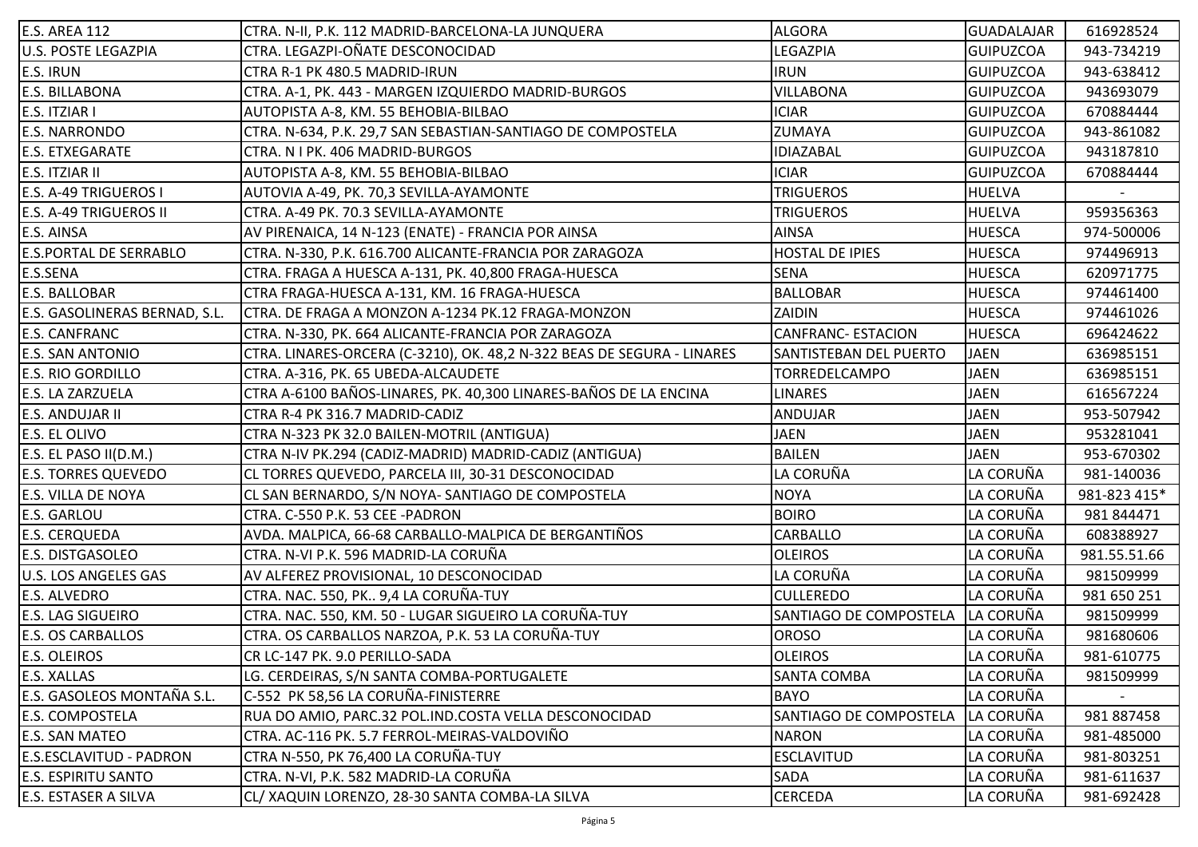| E.S. AREA 112 | CTRA. N-II, P.K. 112 MADRID-BARCELONA-LA JUNQUERA | ALGORA | GUADALAJAR | 616928524 |
|---|---|---|---|---|
| U.S. POSTE LEGAZPIA | CTRA. LEGAZPI-OÑATE DESCONOCIDAD | LEGAZPIA | GUIPUZCOA | 943-734219 |
| E.S. IRUN | CTRA R-1 PK 480.5 MADRID-IRUN | IRUN | GUIPUZCOA | 943-638412 |
| E.S. BILLABONA | CTRA. A-1, PK. 443 - MARGEN IZQUIERDO MADRID-BURGOS | VILLABONA | GUIPUZCOA | 943693079 |
| E.S. ITZIAR I | AUTOPISTA A-8, KM. 55 BEHOBIA-BILBAO | ICIAR | GUIPUZCOA | 670884444 |
| E.S. NARRONDO | CTRA. N-634, P.K. 29,7 SAN SEBASTIAN-SANTIAGO DE COMPOSTELA | ZUMAYA | GUIPUZCOA | 943-861082 |
| E.S. ETXEGARATE | CTRA. N I PK. 406 MADRID-BURGOS | IDIAZABAL | GUIPUZCOA | 943187810 |
| E.S. ITZIAR II | AUTOPISTA A-8, KM. 55 BEHOBIA-BILBAO | ICIAR | GUIPUZCOA | 670884444 |
| E.S. A-49 TRIGUEROS I | AUTOVIA A-49, PK. 70,3 SEVILLA-AYAMONTE | TRIGUEROS | HUELVA | - |
| E.S. A-49 TRIGUEROS II | CTRA. A-49 PK. 70.3 SEVILLA-AYAMONTE | TRIGUEROS | HUELVA | 959356363 |
| E.S. AINSA | AV PIRENAICA, 14 N-123 (ENATE) - FRANCIA POR AINSA | AINSA | HUESCA | 974-500006 |
| E.S.PORTAL DE SERRABLO | CTRA. N-330, P.K. 616.700 ALICANTE-FRANCIA POR ZARAGOZA | HOSTAL DE IPIES | HUESCA | 974496913 |
| E.S.SENA | CTRA. FRAGA A HUESCA A-131, PK. 40,800 FRAGA-HUESCA | SENA | HUESCA | 620971775 |
| E.S. BALLOBAR | CTRA FRAGA-HUESCA A-131, KM. 16 FRAGA-HUESCA | BALLOBAR | HUESCA | 974461400 |
| E.S. GASOLINERAS BERNAD, S.L. | CTRA. DE FRAGA A MONZON A-1234 PK.12 FRAGA-MONZON | ZAIDIN | HUESCA | 974461026 |
| E.S. CANFRANC | CTRA. N-330, PK. 664 ALICANTE-FRANCIA POR ZARAGOZA | CANFRANC- ESTACION | HUESCA | 696424622 |
| E.S. SAN ANTONIO | CTRA. LINARES-ORCERA (C-3210), OK. 48,2 N-322 BEAS DE SEGURA - LINARES | SANTISTEBAN DEL PUERTO | JAEN | 636985151 |
| E.S. RIO GORDILLO | CTRA. A-316, PK. 65 UBEDA-ALCAUDETE | TORREDELCAMPO | JAEN | 636985151 |
| E.S. LA ZARZUELA | CTRA A-6100 BAÑOS-LINARES, PK. 40,300 LINARES-BAÑOS DE LA ENCINA | LINARES | JAEN | 616567224 |
| E.S. ANDUJAR II | CTRA R-4 PK 316.7 MADRID-CADIZ | ANDUJAR | JAEN | 953-507942 |
| E.S. EL OLIVO | CTRA N-323 PK 32.0 BAILEN-MOTRIL (ANTIGUA) | JAEN | JAEN | 953281041 |
| E.S. EL PASO II(D.M.) | CTRA N-IV PK.294 (CADIZ-MADRID) MADRID-CADIZ (ANTIGUA) | BAILEN | JAEN | 953-670302 |
| E.S. TORRES QUEVEDO | CL TORRES QUEVEDO, PARCELA III, 30-31 DESCONOCIDAD | LA CORUÑA | LA CORUÑA | 981-140036 |
| E.S. VILLA DE NOYA | CL SAN BERNARDO, S/N NOYA- SANTIAGO DE COMPOSTELA | NOYA | LA CORUÑA | 981-823 415* |
| E.S. GARLOU | CTRA. C-550 P.K. 53 CEE -PADRON | BOIRO | LA CORUÑA | 981 844471 |
| E.S. CERQUEDA | AVDA. MALPICA, 66-68 CARBALLO-MALPICA DE BERGANTIÑOS | CARBALLO | LA CORUÑA | 608388927 |
| E.S. DISTGASOLEO | CTRA. N-VI P.K. 596 MADRID-LA CORUÑA | OLEIROS | LA CORUÑA | 981.55.51.66 |
| U.S. LOS ANGELES GAS | AV ALFEREZ PROVISIONAL, 10 DESCONOCIDAD | LA CORUÑA | LA CORUÑA | 981509999 |
| E.S. ALVEDRO | CTRA. NAC. 550, PK.. 9,4 LA CORUÑA-TUY | CULLEREDO | LA CORUÑA | 981 650 251 |
| E.S. LAG SIGUEIRO | CTRA. NAC. 550, KM. 50 - LUGAR SIGUEIRO LA CORUÑA-TUY | SANTIAGO DE COMPOSTELA | LA CORUÑA | 981509999 |
| E.S. OS CARBALLOS | CTRA. OS CARBALLOS NARZOA, P.K. 53 LA CORUÑA-TUY | OROSO | LA CORUÑA | 981680606 |
| E.S. OLEIROS | CR LC-147 PK. 9.0 PERILLO-SADA | OLEIROS | LA CORUÑA | 981-610775 |
| E.S. XALLAS | LG. CERDEIRAS, S/N SANTA COMBA-PORTUGALETE | SANTA COMBA | LA CORUÑA | 981509999 |
| E.S. GASOLEOS MONTAÑA S.L. | C-552 PK 58,56 LA CORUÑA-FINISTERRE | BAYO | LA CORUÑA | - |
| E.S. COMPOSTELA | RUA DO AMIO, PARC.32 POL.IND.COSTA VELLA DESCONOCIDAD | SANTIAGO DE COMPOSTELA | LA CORUÑA | 981 887458 |
| E.S. SAN MATEO | CTRA. AC-116 PK. 5.7 FERROL-MEIRAS-VALDOVIÑO | NARON | LA CORUÑA | 981-485000 |
| E.S.ESCLAVITUD - PADRON | CTRA N-550, PK 76,400 LA CORUÑA-TUY | ESCLAVITUD | LA CORUÑA | 981-803251 |
| E.S. ESPIRITU SANTO | CTRA. N-VI, P.K. 582 MADRID-LA CORUÑA | SADA | LA CORUÑA | 981-611637 |
| E.S. ESTASER A SILVA | CL/ XAQUIN LORENZO, 28-30 SANTA COMBA-LA SILVA | CERCEDA | LA CORUÑA | 981-692428 |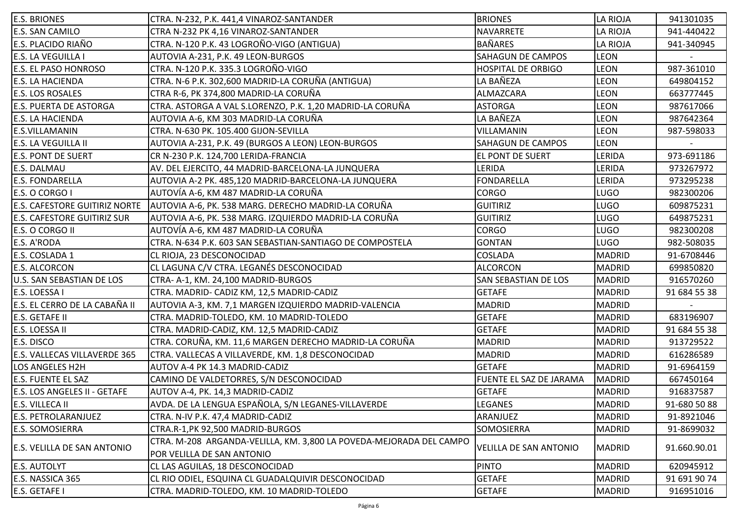| E.S. BRIONES | CTRA. N-232, P.K. 441,4 VINAROZ-SANTANDER | BRIONES | LA RIOJA | 941301035 |
|---|---|---|---|---|
| E.S. SAN CAMILO | CTRA N-232 PK 4,16 VINAROZ-SANTANDER | NAVARRETE | LA RIOJA | 941-440422 |
| E.S. PLACIDO RIAÑO | CTRA. N-120 P.K. 43 LOGROÑO-VIGO (ANTIGUA) | BAÑARES | LA RIOJA | 941-340945 |
| E.S. LA VEGUILLA I | AUTOVIA A-231, P.K. 49 LEON-BURGOS | SAHAGUN DE CAMPOS | LEON | - |
| E.S. EL PASO HONROSO | CTRA. N-120 P.K. 335.3 LOGROÑO-VIGO | HOSPITAL DE ORBIGO | LEON | 987-361010 |
| E.S. LA HACIENDA | CTRA. N-6 P.K. 302,600 MADRID-LA CORUÑA (ANTIGUA) | LA BAÑEZA | LEON | 649804152 |
| E.S. LOS ROSALES | CTRA R-6, PK 374,800 MADRID-LA CORUÑA | ALMAZCARA | LEON | 663777445 |
| E.S. PUERTA DE ASTORGA | CTRA. ASTORGA A VAL S.LORENZO, P.K. 1,20 MADRID-LA CORUÑA | ASTORGA | LEON | 987617066 |
| E.S. LA HACIENDA | AUTOVIA A-6, KM 303 MADRID-LA CORUÑA | LA BAÑEZA | LEON | 987642364 |
| E.S.VILLAMANIN | CTRA. N-630 PK. 105.400 GIJON-SEVILLA | VILLAMANIN | LEON | 987-598033 |
| E.S. LA VEGUILLA II | AUTOVIA A-231, P.K. 49 (BURGOS A LEON) LEON-BURGOS | SAHAGUN DE CAMPOS | LEON | - |
| E.S. PONT DE SUERT | CR N-230 P.K. 124,700 LERIDA-FRANCIA | EL PONT DE SUERT | LERIDA | 973-691186 |
| E.S. DALMAU | AV. DEL EJERCITO, 44 MADRID-BARCELONA-LA JUNQUERA | LERIDA | LERIDA | 973267972 |
| E.S. FONDARELLA | AUTOVIA A-2 PK. 485,120 MADRID-BARCELONA-LA JUNQUERA | FONDARELLA | LERIDA | 973295238 |
| E.S. O CORGO I | AUTOVÍA A-6, KM 487 MADRID-LA CORUÑA | CORGO | LUGO | 982300206 |
| E.S. CAFESTORE GUITIRIZ NORTE | AUTOVIA A-6, PK. 538 MARG. DERECHO MADRID-LA CORUÑA | GUITIRIZ | LUGO | 609875231 |
| E.S. CAFESTORE GUITIRIZ SUR | AUTOVIA A-6, PK. 538 MARG. IZQUIERDO MADRID-LA CORUÑA | GUITIRIZ | LUGO | 649875231 |
| E.S. O CORGO II | AUTOVÍA A-6, KM 487 MADRID-LA CORUÑA | CORGO | LUGO | 982300208 |
| E.S. A'RODA | CTRA. N-634 P.K. 603 SAN SEBASTIAN-SANTIAGO DE COMPOSTELA | GONTAN | LUGO | 982-508035 |
| E.S. COSLADA 1 | CL RIOJA, 23 DESCONOCIDAD | COSLADA | MADRID | 91-6708446 |
| E.S. ALCORCON | CL LAGUNA C/V CTRA. LEGANÉS DESCONOCIDAD | ALCORCON | MADRID | 699850820 |
| U.S. SAN SEBASTIAN DE LOS | CTRA- A-1, KM. 24,100 MADRID-BURGOS | SAN SEBASTIAN DE LOS | MADRID | 916570260 |
| E.S. LOESSA I | CTRA. MADRID- CADIZ KM, 12,5 MADRID-CADIZ | GETAFE | MADRID | 91 684 55 38 |
| E.S. EL CERRO DE LA CABAÑA II | AUTOVIA A-3, KM. 7,1 MARGEN IZQUIERDO MADRID-VALENCIA | MADRID | MADRID | - |
| E.S. GETAFE II | CTRA. MADRID-TOLEDO, KM. 10 MADRID-TOLEDO | GETAFE | MADRID | 683196907 |
| E.S. LOESSA II | CTRA. MADRID-CADIZ, KM. 12,5 MADRID-CADIZ | GETAFE | MADRID | 91 684 55 38 |
| E.S. DISCO | CTRA. CORUÑA, KM. 11,6 MARGEN DERECHO MADRID-LA CORUÑA | MADRID | MADRID | 913729522 |
| E.S. VALLECAS VILLAVERDE 365 | CTRA. VALLECAS A VILLAVERDE, KM. 1,8 DESCONOCIDAD | MADRID | MADRID | 616286589 |
| LOS ANGELES H2H | AUTOV A-4 PK 14.3 MADRID-CADIZ | GETAFE | MADRID | 91-6964159 |
| E.S. FUENTE EL SAZ | CAMINO DE VALDETORRES, S/N DESCONOCIDAD | FUENTE EL SAZ DE JARAMA | MADRID | 667450164 |
| E.S. LOS ANGELES II - GETAFE | AUTOV A-4, PK. 14,3 MADRID-CADIZ | GETAFE | MADRID | 916837587 |
| E.S. VILLECA II | AVDA. DE LA LENGUA ESPAÑOLA, S/N LEGANES-VILLAVERDE | LEGANES | MADRID | 91-680 50 88 |
| E.S. PETROLARANJUEZ | CTRA. N-IV P.K. 47,4 MADRID-CADIZ | ARANJUEZ | MADRID | 91-8921046 |
| E.S. SOMOSIERRA | CTRA.R-1,PK 92,500 MADRID-BURGOS | SOMOSIERRA | MADRID | 91-8699032 |
| E.S. VELILLA DE SAN ANTONIO | CTRA. M-208 ARGANDA-VELILLA, KM. 3,800 LA POVEDA-MEJORADA DEL CAMPO POR VELILLA DE SAN ANTONIO | VELILLA DE SAN ANTONIO | MADRID | 91.660.90.01 |
| E.S. AUTOLYT | CL LAS AGUILAS, 18 DESCONOCIDAD | PINTO | MADRID | 620945912 |
| E.S. NASSICA 365 | CL RIO ODIEL, ESQUINA CL GUADALQUIVIR DESCONOCIDAD | GETAFE | MADRID | 91 691 90 74 |
| E.S. GETAFE I | CTRA. MADRID-TOLEDO, KM. 10 MADRID-TOLEDO | GETAFE | MADRID | 916951016 |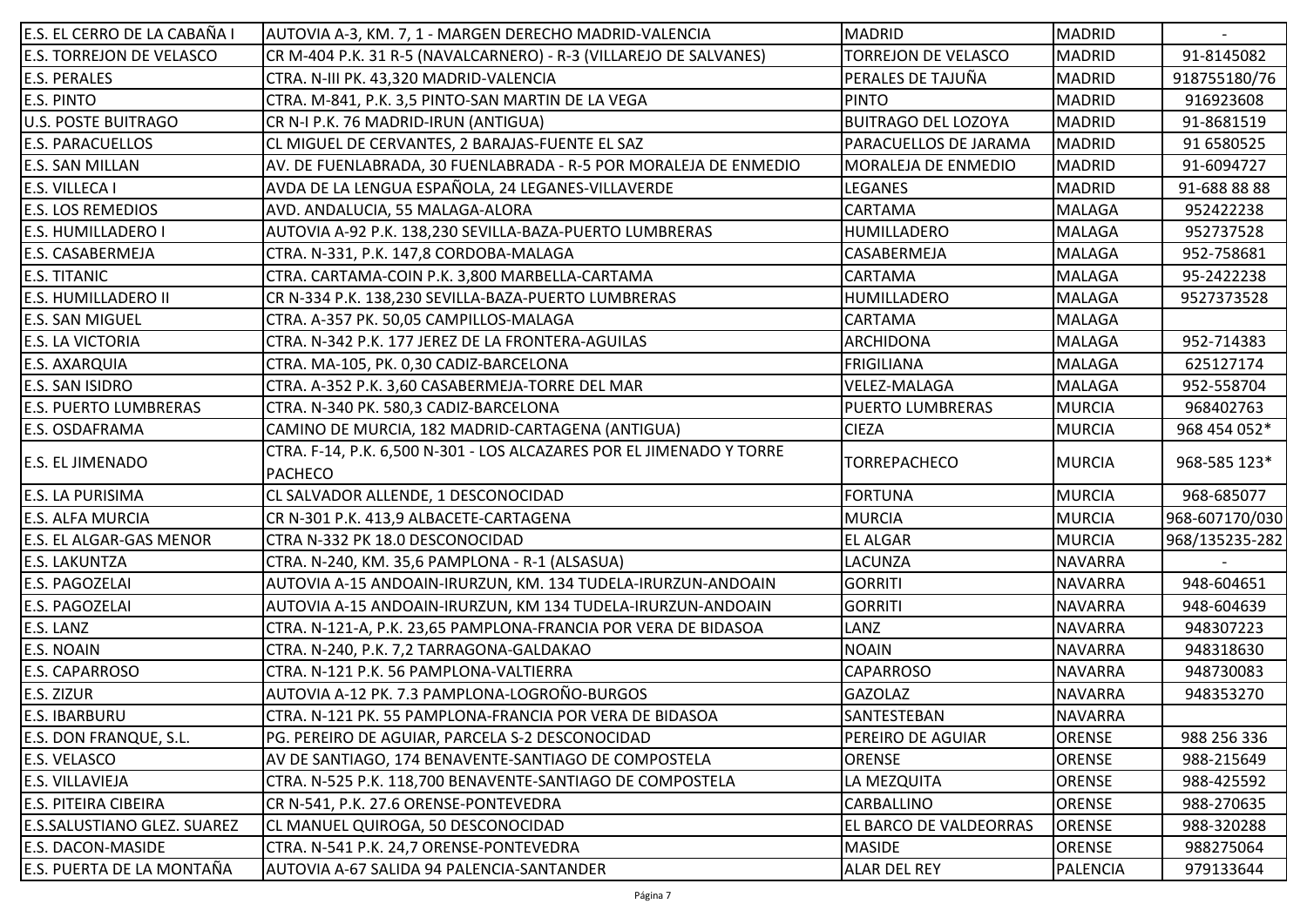| | | | | |
|---|---|---|---|---|
| E.S. EL CERRO DE LA CABAÑA I | AUTOVIA A-3, KM. 7, 1 - MARGEN DERECHO MADRID-VALENCIA | MADRID | MADRID | - |
| E.S. TORREJON DE VELASCO | CR M-404 P.K. 31 R-5 (NAVALCARNERO) - R-3 (VILLAREJO DE SALVANES) | TORREJON DE VELASCO | MADRID | 91-8145082 |
| E.S. PERALES | CTRA. N-III PK. 43,320 MADRID-VALENCIA | PERALES DE TAJUÑA | MADRID | 918755180/76 |
| E.S. PINTO | CTRA. M-841, P.K. 3,5 PINTO-SAN MARTIN DE LA VEGA | PINTO | MADRID | 916923608 |
| U.S. POSTE BUITRAGO | CR N-I P.K. 76 MADRID-IRUN (ANTIGUA) | BUITRAGO DEL LOZOYA | MADRID | 91-8681519 |
| E.S. PARACUELLOS | CL MIGUEL DE CERVANTES, 2 BARAJAS-FUENTE EL SAZ | PARACUELLOS DE JARAMA | MADRID | 91 6580525 |
| E.S. SAN MILLAN | AV. DE FUENLABRADA, 30 FUENLABRADA - R-5 POR MORALEJA DE ENMEDIO | MORALEJA DE ENMEDIO | MADRID | 91-6094727 |
| E.S. VILLECA I | AVDA DE LA LENGUA ESPAÑOLA, 24 LEGANES-VILLAVERDE | LEGANES | MADRID | 91-688 88 88 |
| E.S. LOS REMEDIOS | AVD. ANDALUCIA, 55 MALAGA-ALORA | CARTAMA | MALAGA | 952422238 |
| E.S. HUMILLADERO I | AUTOVIA A-92 P.K. 138,230 SEVILLA-BAZA-PUERTO LUMBRERAS | HUMILLADERO | MALAGA | 952737528 |
| E.S. CASABERMEJA | CTRA. N-331, P.K. 147,8 CORDOBA-MALAGA | CASABERMEJA | MALAGA | 952-758681 |
| E.S. TITANIC | CTRA. CARTAMA-COIN P.K. 3,800 MARBELLA-CARTAMA | CARTAMA | MALAGA | 95-2422238 |
| E.S. HUMILLADERO II | CR N-334 P.K. 138,230 SEVILLA-BAZA-PUERTO LUMBRERAS | HUMILLADERO | MALAGA | 9527373528 |
| E.S. SAN MIGUEL | CTRA. A-357 PK. 50,05 CAMPILLOS-MALAGA | CARTAMA | MALAGA | |
| E.S. LA VICTORIA | CTRA. N-342 P.K. 177 JEREZ DE LA FRONTERA-AGUILAS | ARCHIDONA | MALAGA | 952-714383 |
| E.S. AXARQUIA | CTRA. MA-105, PK. 0,30 CADIZ-BARCELONA | FRIGILIANA | MALAGA | 625127174 |
| E.S. SAN ISIDRO | CTRA. A-352 P.K. 3,60 CASABERMEJA-TORRE DEL MAR | VELEZ-MALAGA | MALAGA | 952-558704 |
| E.S. PUERTO LUMBRERAS | CTRA. N-340 PK. 580,3 CADIZ-BARCELONA | PUERTO LUMBRERAS | MURCIA | 968402763 |
| E.S. OSDAFRAMA | CAMINO DE MURCIA, 182 MADRID-CARTAGENA (ANTIGUA) | CIEZA | MURCIA | 968 454 052* |
| E.S. EL JIMENADO | CTRA. F-14, P.K. 6,500 N-301 - LOS ALCAZARES POR EL JIMENADO Y TORRE PACHECO | TORREPACHECO | MURCIA | 968-585 123* |
| E.S. LA PURISIMA | CL SALVADOR ALLENDE, 1 DESCONOCIDAD | FORTUNA | MURCIA | 968-685077 |
| E.S. ALFA MURCIA | CR N-301 P.K. 413,9 ALBACETE-CARTAGENA | MURCIA | MURCIA | 968-607170/030 |
| E.S. EL ALGAR-GAS MENOR | CTRA N-332 PK 18.0 DESCONOCIDAD | EL ALGAR | MURCIA | 968/135235-282 |
| E.S. LAKUNTZA | CTRA. N-240, KM. 35,6 PAMPLONA - R-1 (ALSASUA) | LACUNZA | NAVARRA | - |
| E.S. PAGOZELAI | AUTOVIA A-15 ANDOAIN-IRURZUN, KM. 134 TUDELA-IRURZUN-ANDOAIN | GORRITI | NAVARRA | 948-604651 |
| E.S. PAGOZELAI | AUTOVIA A-15 ANDOAIN-IRURZUN, KM 134 TUDELA-IRURZUN-ANDOAIN | GORRITI | NAVARRA | 948-604639 |
| E.S. LANZ | CTRA. N-121-A, P.K. 23,65 PAMPLONA-FRANCIA POR VERA DE BIDASOA | LANZ | NAVARRA | 948307223 |
| E.S. NOAIN | CTRA. N-240, P.K. 7,2 TARRAGONA-GALDAKAO | NOAIN | NAVARRA | 948318630 |
| E.S. CAPARROSO | CTRA. N-121 P.K. 56 PAMPLONA-VALTIERRA | CAPARROSO | NAVARRA | 948730083 |
| E.S. ZIZUR | AUTOVIA A-12 PK. 7.3 PAMPLONA-LOGROÑO-BURGOS | GAZOLAZ | NAVARRA | 948353270 |
| E.S. IBARBURU | CTRA. N-121 PK. 55 PAMPLONA-FRANCIA POR VERA DE BIDASOA | SANTESTEBAN | NAVARRA | |
| E.S. DON FRANQUE, S.L. | PG. PEREIRO DE AGUIAR, PARCELA S-2 DESCONOCIDAD | PEREIRO DE AGUIAR | ORENSE | 988 256 336 |
| E.S. VELASCO | AV DE SANTIAGO, 174 BENAVENTE-SANTIAGO DE COMPOSTELA | ORENSE | ORENSE | 988-215649 |
| E.S. VILLAVIEJA | CTRA. N-525 P.K. 118,700 BENAVENTE-SANTIAGO DE COMPOSTELA | LA MEZQUITA | ORENSE | 988-425592 |
| E.S. PITEIRA CIBEIRA | CR N-541, P.K. 27.6 ORENSE-PONTEVEDRA | CARBALLINO | ORENSE | 988-270635 |
| E.S.SALUSTIANO GLEZ. SUAREZ | CL MANUEL QUIROGA, 50 DESCONOCIDAD | EL BARCO DE VALDEORRAS | ORENSE | 988-320288 |
| E.S. DACON-MASIDE | CTRA. N-541 P.K. 24,7 ORENSE-PONTEVEDRA | MASIDE | ORENSE | 988275064 |
| E.S. PUERTA DE LA MONTAÑA | AUTOVIA A-67 SALIDA 94 PALENCIA-SANTANDER | ALAR DEL REY | PALENCIA | 979133644 |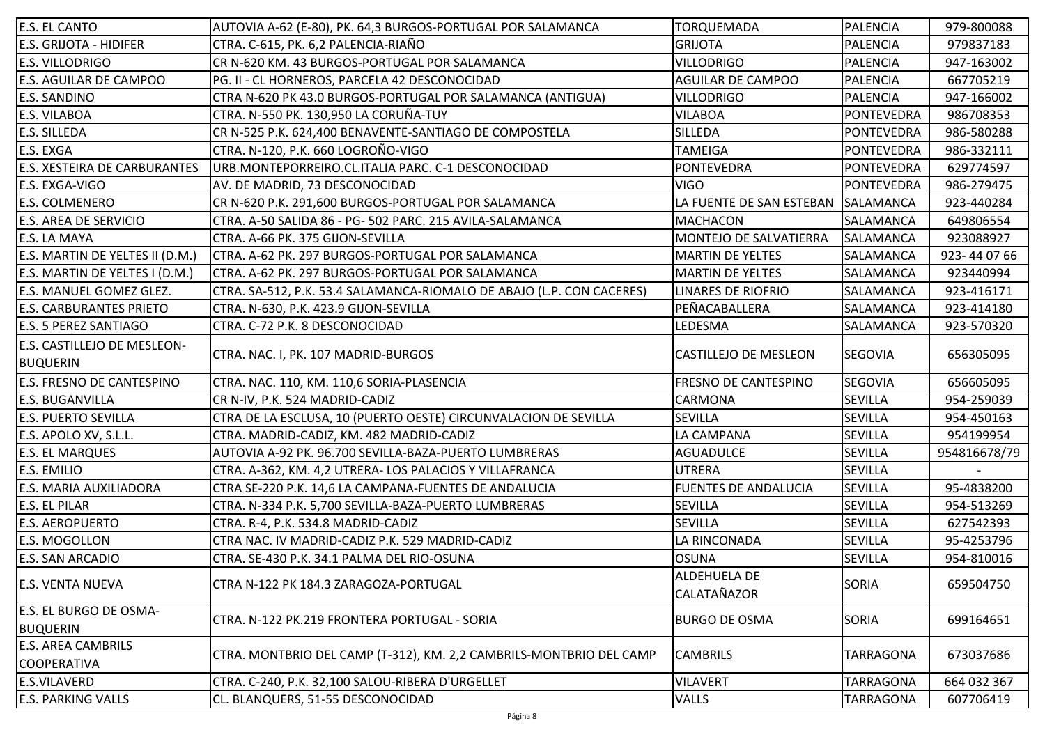| | | | | |
|---|---|---|---|---|
| E.S. EL CANTO | AUTOVIA A-62 (E-80), PK. 64,3 BURGOS-PORTUGAL POR SALAMANCA | TORQUEMADA | PALENCIA | 979-800088 |
| E.S. GRIJOTA - HIDIFER | CTRA. C-615, PK. 6,2 PALENCIA-RIAÑO | GRIJOTA | PALENCIA | 979837183 |
| E.S. VILLODRIGO | CR N-620 KM. 43 BURGOS-PORTUGAL POR SALAMANCA | VILLODRIGO | PALENCIA | 947-163002 |
| E.S. AGUILAR DE CAMPOO | PG. II - CL HORNEROS, PARCELA 42 DESCONOCIDAD | AGUILAR DE CAMPOO | PALENCIA | 667705219 |
| E.S. SANDINO | CTRA N-620 PK 43.0 BURGOS-PORTUGAL POR SALAMANCA (ANTIGUA) | VILLODRIGO | PALENCIA | 947-166002 |
| E.S. VILABOA | CTRA. N-550 PK. 130,950 LA CORUÑA-TUY | VILABOA | PONTEVEDRA | 986708353 |
| E.S. SILLEDA | CR N-525 P.K. 624,400 BENAVENTE-SANTIAGO DE COMPOSTELA | SILLEDA | PONTEVEDRA | 986-580288 |
| E.S. EXGA | CTRA. N-120, P.K. 660 LOGROÑO-VIGO | TAMEIGA | PONTEVEDRA | 986-332111 |
| E.S. XESTEIRA DE CARBURANTES | URB.MONTEPORREIRO.CL.ITALIA PARC. C-1 DESCONOCIDAD | PONTEVEDRA | PONTEVEDRA | 629774597 |
| E.S. EXGA-VIGO | AV. DE MADRID, 73 DESCONOCIDAD | VIGO | PONTEVEDRA | 986-279475 |
| E.S. COLMENERO | CR N-620 P.K. 291,600 BURGOS-PORTUGAL POR SALAMANCA | LA FUENTE DE SAN ESTEBAN | SALAMANCA | 923-440284 |
| E.S. AREA DE SERVICIO | CTRA. A-50 SALIDA 86 - PG- 502 PARC. 215 AVILA-SALAMANCA | MACHACON | SALAMANCA | 649806554 |
| E.S. LA MAYA | CTRA. A-66 PK. 375 GIJON-SEVILLA | MONTEJO DE SALVATIERRA | SALAMANCA | 923088927 |
| E.S. MARTIN DE YELTES II (D.M.) | CTRA. A-62 PK. 297 BURGOS-PORTUGAL POR SALAMANCA | MARTIN DE YELTES | SALAMANCA | 923- 44 07 66 |
| E.S. MARTIN DE YELTES I (D.M.) | CTRA. A-62 PK. 297 BURGOS-PORTUGAL POR SALAMANCA | MARTIN DE YELTES | SALAMANCA | 923440994 |
| E.S. MANUEL GOMEZ GLEZ. | CTRA. SA-512, P.K. 53.4 SALAMANCA-RIOMALO DE ABAJO (L.P. CON CACERES) | LINARES DE RIOFRIO | SALAMANCA | 923-416171 |
| E.S. CARBURANTES PRIETO | CTRA. N-630, P.K. 423.9 GIJON-SEVILLA | PEÑACABALLERA | SALAMANCA | 923-414180 |
| E.S. 5 PEREZ SANTIAGO | CTRA. C-72 P.K. 8 DESCONOCIDAD | LEDESMA | SALAMANCA | 923-570320 |
| E.S. CASTILLEJO DE MESLEON-BUQUERIN | CTRA. NAC. I, PK. 107 MADRID-BURGOS | CASTILLEJO DE MESLEON | SEGOVIA | 656305095 |
| E.S. FRESNO DE CANTESPINO | CTRA. NAC. 110, KM. 110,6 SORIA-PLASENCIA | FRESNO DE CANTESPINO | SEGOVIA | 656605095 |
| E.S. BUGANVILLA | CR N-IV, P.K. 524 MADRID-CADIZ | CARMONA | SEVILLA | 954-259039 |
| E.S. PUERTO SEVILLA | CTRA DE LA ESCLUSA, 10 (PUERTO OESTE) CIRCUNVALACION DE SEVILLA | SEVILLA | SEVILLA | 954-450163 |
| E.S. APOLO XV, S.L.L. | CTRA. MADRID-CADIZ, KM. 482 MADRID-CADIZ | LA CAMPANA | SEVILLA | 954199954 |
| E.S. EL MARQUES | AUTOVIA A-92 PK. 96.700 SEVILLA-BAZA-PUERTO LUMBRERAS | AGUADULCE | SEVILLA | 954816678/79 |
| E.S. EMILIO | CTRA. A-362, KM. 4,2 UTRERA- LOS PALACIOS Y VILLAFRANCA | UTRERA | SEVILLA | - |
| E.S. MARIA AUXILIADORA | CTRA SE-220 P.K. 14,6 LA CAMPANA-FUENTES DE ANDALUCIA | FUENTES DE ANDALUCIA | SEVILLA | 95-4838200 |
| E.S. EL PILAR | CTRA. N-334 P.K. 5,700 SEVILLA-BAZA-PUERTO LUMBRERAS | SEVILLA | SEVILLA | 954-513269 |
| E.S. AEROPUERTO | CTRA. R-4, P.K. 534.8 MADRID-CADIZ | SEVILLA | SEVILLA | 627542393 |
| E.S. MOGOLLON | CTRA NAC. IV MADRID-CADIZ P.K. 529 MADRID-CADIZ | LA RINCONADA | SEVILLA | 95-4253796 |
| E.S. SAN ARCADIO | CTRA. SE-430 P.K. 34.1 PALMA DEL RIO-OSUNA | OSUNA | SEVILLA | 954-810016 |
| E.S. VENTA NUEVA | CTRA N-122 PK 184.3 ZARAGOZA-PORTUGAL | ALDEHUELA DE CALATAÑAZOR | SORIA | 659504750 |
| E.S. EL BURGO DE OSMA-BUQUERIN | CTRA. N-122 PK.219 FRONTERA PORTUGAL - SORIA | BURGO DE OSMA | SORIA | 699164651 |
| E.S. AREA CAMBRILS COOPERATIVA | CTRA. MONTBRIO DEL CAMP (T-312), KM. 2,2 CAMBRILS-MONTBRIO DEL CAMP | CAMBRILS | TARRAGONA | 673037686 |
| E.S.VILAVERD | CTRA. C-240, P.K. 32,100 SALOU-RIBERA D'URGELLET | VILAVERT | TARRAGONA | 664 032 367 |
| E.S. PARKING VALLS | CL. BLANQUERS, 51-55 DESCONOCIDAD | VALLS | TARRAGONA | 607706419 |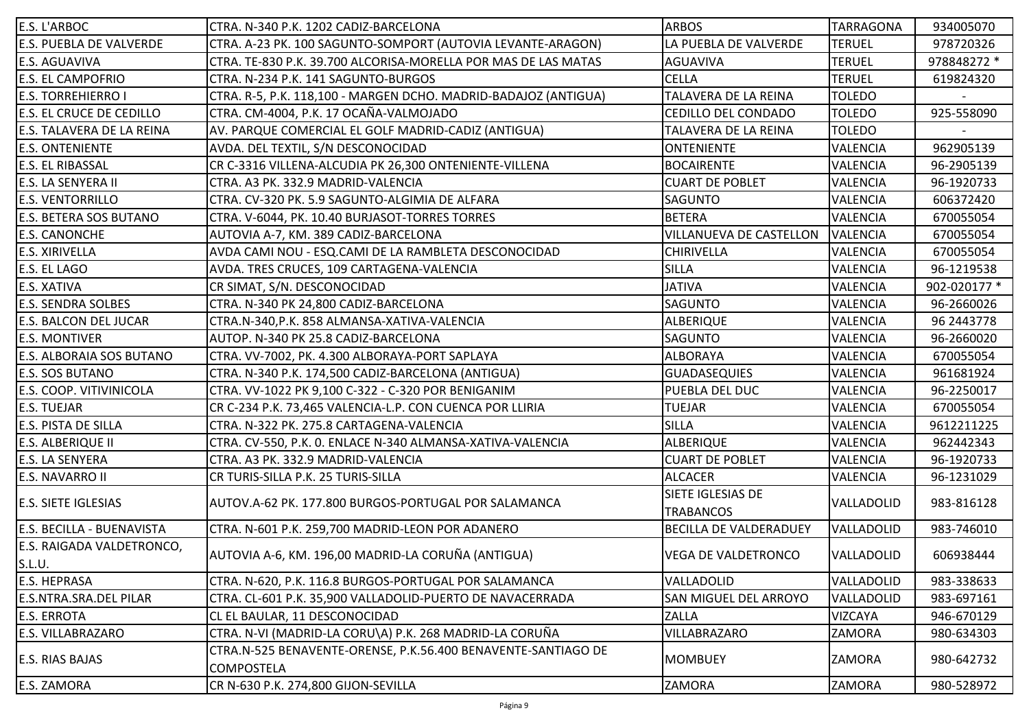| E.S. L'ARBOC | CTRA. N-340 P.K. 1202 CADIZ-BARCELONA | ARBOS | TARRAGONA | 934005070 |
|---|---|---|---|---|
| E.S. PUEBLA DE VALVERDE | CTRA. A-23 PK. 100 SAGUNTO-SOMPORT (AUTOVIA LEVANTE-ARAGON) | LA PUEBLA DE VALVERDE | TERUEL | 978720326 |
| E.S. AGUAVIVA | CTRA. TE-830 P.K. 39.700 ALCORISA-MORELLA POR MAS DE LAS MATAS | AGUAVIVA | TERUEL | 978848272 * |
| E.S. EL CAMPOFRIO | CTRA. N-234 P.K. 141 SAGUNTO-BURGOS | CELLA | TERUEL | 619824320 |
| E.S. TORREHIERRO I | CTRA. R-5, P.K. 118,100 - MARGEN DCHO. MADRID-BADAJOZ (ANTIGUA) | TALAVERA DE LA REINA | TOLEDO | - |
| E.S. EL CRUCE DE CEDILLO | CTRA. CM-4004, P.K. 17 OCAÑA-VALMOJADO | CEDILLO DEL CONDADO | TOLEDO | 925-558090 |
| E.S. TALAVERA DE LA REINA | AV. PARQUE COMERCIAL EL GOLF MADRID-CADIZ (ANTIGUA) | TALAVERA DE LA REINA | TOLEDO | - |
| E.S. ONTENIENTE | AVDA. DEL TEXTIL, S/N DESCONOCIDAD | ONTENIENTE | VALENCIA | 962905139 |
| E.S. EL RIBASSAL | CR C-3316 VILLENA-ALCUDIA PK 26,300 ONTENIENTE-VILLENA | BOCAIRENTE | VALENCIA | 96-2905139 |
| E.S. LA SENYERA II | CTRA. A3 PK. 332.9 MADRID-VALENCIA | CUART DE POBLET | VALENCIA | 96-1920733 |
| E.S. VENTORRILLO | CTRA. CV-320 PK. 5.9 SAGUNTO-ALGIMIA DE ALFARA | SAGUNTO | VALENCIA | 606372420 |
| E.S. BETERA SOS BUTANO | CTRA. V-6044, PK. 10.40 BURJASOT-TORRES TORRES | BETERA | VALENCIA | 670055054 |
| E.S. CANONCHE | AUTOVIA A-7, KM. 389 CADIZ-BARCELONA | VILLANUEVA DE CASTELLON | VALENCIA | 670055054 |
| E.S. XIRIVELLA | AVDA CAMI NOU - ESQ.CAMI DE LA RAMBLETA DESCONOCIDAD | CHIRIVELLA | VALENCIA | 670055054 |
| E.S. EL LAGO | AVDA. TRES CRUCES, 109 CARTAGENA-VALENCIA | SILLA | VALENCIA | 96-1219538 |
| E.S. XATIVA | CR SIMAT, S/N. DESCONOCIDAD | JATIVA | VALENCIA | 902-020177 * |
| E.S. SENDRA SOLBES | CTRA. N-340 PK 24,800 CADIZ-BARCELONA | SAGUNTO | VALENCIA | 96-2660026 |
| E.S. BALCON DEL JUCAR | CTRA.N-340,P.K. 858 ALMANSA-XATIVA-VALENCIA | ALBERIQUE | VALENCIA | 96 2443778 |
| E.S. MONTIVER | AUTOP. N-340 PK 25.8 CADIZ-BARCELONA | SAGUNTO | VALENCIA | 96-2660020 |
| E.S. ALBORAIA SOS BUTANO | CTRA. VV-7002, PK. 4.300 ALBORAYA-PORT SAPLAYA | ALBORAYA | VALENCIA | 670055054 |
| E.S. SOS BUTANO | CTRA. N-340 P.K. 174,500 CADIZ-BARCELONA (ANTIGUA) | GUADASEQUIES | VALENCIA | 961681924 |
| E.S. COOP. VITIVINICOLA | CTRA. VV-1022 PK 9,100 C-322 - C-320 POR BENIGANIM | PUEBLA DEL DUC | VALENCIA | 96-2250017 |
| E.S. TUEJAR | CR C-234 P.K. 73,465 VALENCIA-L.P. CON CUENCA POR LLIRIA | TUEJAR | VALENCIA | 670055054 |
| E.S. PISTA DE SILLA | CTRA. N-322 PK. 275.8 CARTAGENA-VALENCIA | SILLA | VALENCIA | 9612211225 |
| E.S. ALBERIQUE II | CTRA. CV-550, P.K. 0. ENLACE N-340 ALMANSA-XATIVA-VALENCIA | ALBERIQUE | VALENCIA | 962442343 |
| E.S. LA SENYERA | CTRA. A3 PK. 332.9 MADRID-VALENCIA | CUART DE POBLET | VALENCIA | 96-1920733 |
| E.S. NAVARRO II | CR TURIS-SILLA P.K. 25 TURIS-SILLA | ALCACER | VALENCIA | 96-1231029 |
| E.S. SIETE IGLESIAS | AUTOV.A-62 PK. 177.800 BURGOS-PORTUGAL POR SALAMANCA | SIETE IGLESIAS DE TRABANCOS | VALLADOLID | 983-816128 |
| E.S. BECILLA - BUENAVISTA | CTRA. N-601 P.K. 259,700 MADRID-LEON POR ADANERO | BECILLA DE VALDERADUEY | VALLADOLID | 983-746010 |
| E.S. RAIGADA VALDETRONCO, S.L.U. | AUTOVIA A-6, KM. 196,00 MADRID-LA CORUÑA (ANTIGUA) | VEGA DE VALDETRONCO | VALLADOLID | 606938444 |
| E.S. HEPRASA | CTRA. N-620, P.K. 116.8 BURGOS-PORTUGAL POR SALAMANCA | VALLADOLID | VALLADOLID | 983-338633 |
| E.S.NTRA.SRA.DEL PILAR | CTRA. CL-601 P.K. 35,900 VALLADOLID-PUERTO DE NAVACERRADA | SAN MIGUEL DEL ARROYO | VALLADOLID | 983-697161 |
| E.S. ERROTA | CL EL BAULAR, 11 DESCONOCIDAD | ZALLA | VIZCAYA | 946-670129 |
| E.S. VILLABRAZARO | CTRA. N-VI (MADRID-LA CORU\A) P.K. 268 MADRID-LA CORUÑA | VILLABRAZARO | ZAMORA | 980-634303 |
| E.S. RIAS BAJAS | CTRA.N-525 BENAVENTE-ORENSE, P.K.56.400 BENAVENTE-SANTIAGO DE COMPOSTELA | MOMBUEY | ZAMORA | 980-642732 |
| E.S. ZAMORA | CR N-630 P.K. 274,800 GIJON-SEVILLA | ZAMORA | ZAMORA | 980-528972 |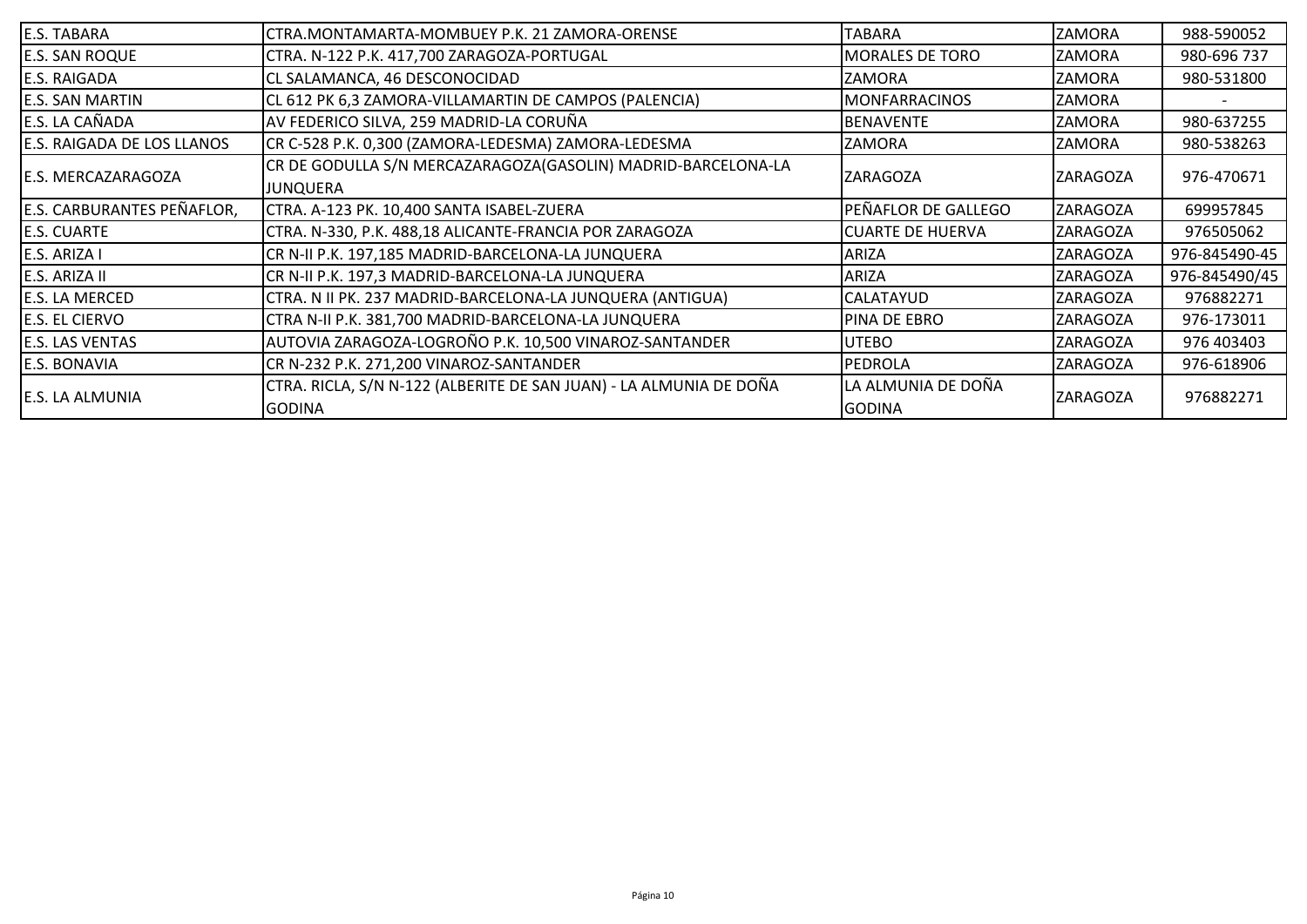| | | | | |
|---|---|---|---|---|
| E.S. TABARA | CTRA.MONTAMARTA-MOMBUEY P.K. 21 ZAMORA-ORENSE | TABARA | ZAMORA | 988-590052 |
| E.S. SAN ROQUE | CTRA. N-122 P.K. 417,700 ZARAGOZA-PORTUGAL | MORALES DE TORO | ZAMORA | 980-696 737 |
| E.S. RAIGADA | CL SALAMANCA, 46 DESCONOCIDAD | ZAMORA | ZAMORA | 980-531800 |
| E.S. SAN MARTIN | CL 612 PK 6,3 ZAMORA-VILLAMARTIN DE CAMPOS (PALENCIA) | MONFARRACINOS | ZAMORA | - |
| E.S. LA CAÑADA | AV FEDERICO SILVA, 259 MADRID-LA CORUÑA | BENAVENTE | ZAMORA | 980-637255 |
| E.S. RAIGADA DE LOS LLANOS | CR C-528 P.K. 0,300 (ZAMORA-LEDESMA) ZAMORA-LEDESMA | ZAMORA | ZAMORA | 980-538263 |
| E.S. MERCAZARAGOZA | CR DE GODULLA S/N MERCAZARAGOZA(GASOLIN) MADRID-BARCELONA-LA JUNQUERA | ZARAGOZA | ZARAGOZA | 976-470671 |
| E.S. CARBURANTES PEÑAFLOR, | CTRA. A-123 PK. 10,400 SANTA ISABEL-ZUERA | PEÑAFLOR DE GALLEGO | ZARAGOZA | 699957845 |
| E.S. CUARTE | CTRA. N-330, P.K. 488,18 ALICANTE-FRANCIA POR ZARAGOZA | CUARTE DE HUERVA | ZARAGOZA | 976505062 |
| E.S. ARIZA I | CR N-II P.K. 197,185 MADRID-BARCELONA-LA JUNQUERA | ARIZA | ZARAGOZA | 976-845490-45 |
| E.S. ARIZA II | CR N-II P.K. 197,3 MADRID-BARCELONA-LA JUNQUERA | ARIZA | ZARAGOZA | 976-845490/45 |
| E.S. LA MERCED | CTRA. N II PK. 237 MADRID-BARCELONA-LA JUNQUERA (ANTIGUA) | CALATAYUD | ZARAGOZA | 976882271 |
| E.S. EL CIERVO | CTRA N-II P.K. 381,700 MADRID-BARCELONA-LA JUNQUERA | PINA DE EBRO | ZARAGOZA | 976-173011 |
| E.S. LAS VENTAS | AUTOVIA ZARAGOZA-LOGROÑO P.K. 10,500 VINAROZ-SANTANDER | UTEBO | ZARAGOZA | 976 403403 |
| E.S. BONAVIA | CR N-232 P.K. 271,200 VINAROZ-SANTANDER | PEDROLA | ZARAGOZA | 976-618906 |
| E.S. LA ALMUNIA | CTRA. RICLA, S/N N-122 (ALBERITE DE SAN JUAN) - LA ALMUNIA DE DOÑA GODINA | LA ALMUNIA DE DOÑA GODINA | ZARAGOZA | 976882271 |